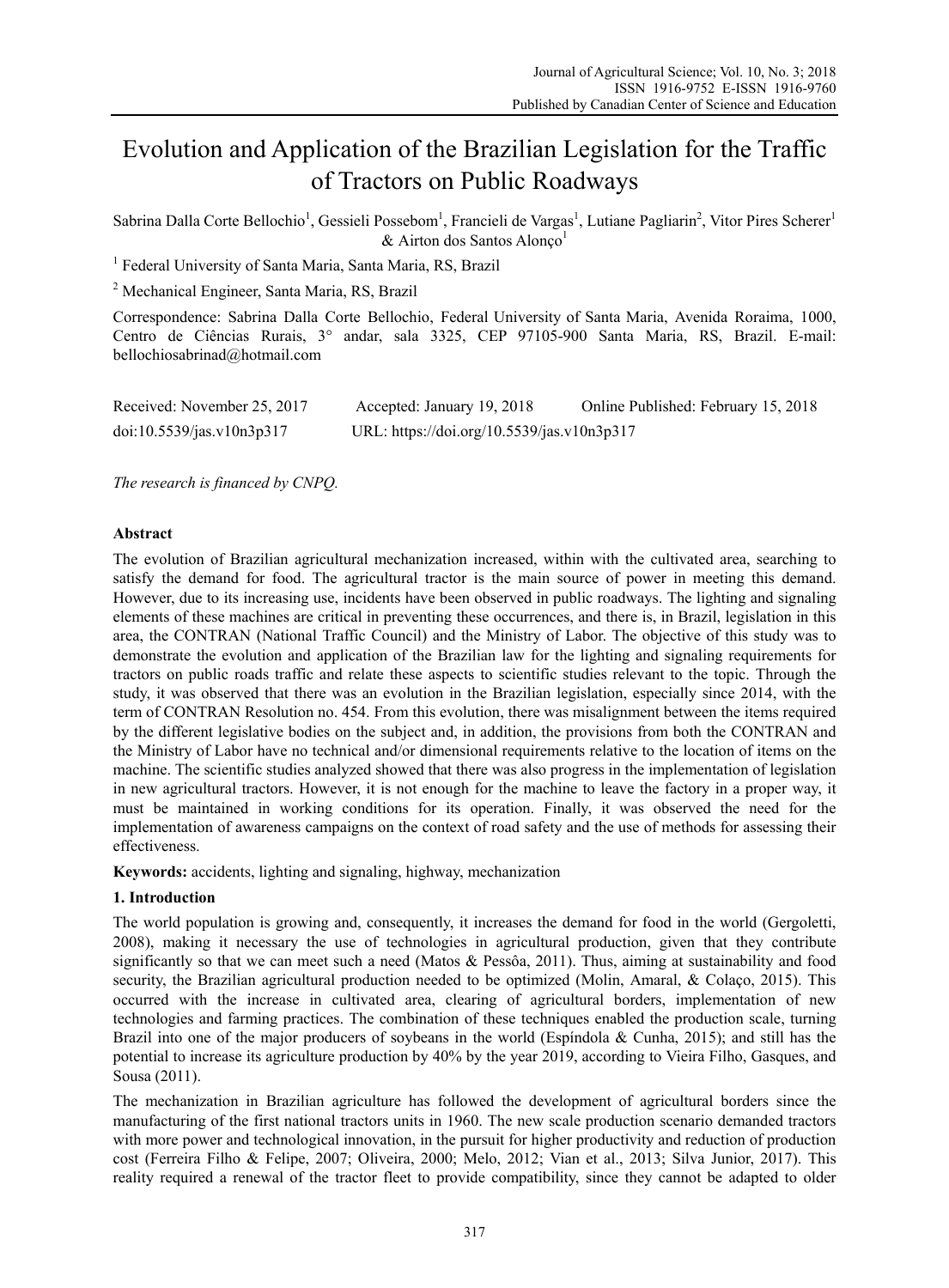# Evolution and Application of the Brazilian Legislation for the Traffic of Tractors on Public Roadways

Sabrina Dalla Corte Bellochio[1], Gessieli Possebom[1], Francieli de Vargas[1], Lutiane Pagliarin[2], Vitor Pires Scherer[1] & Airton dos Santos Alonço[1]

[1] Federal University of Santa Maria, Santa Maria, RS, Brazil

[2] Mechanical Engineer, Santa Maria, RS, Brazil

Correspondence: Sabrina Dalla Corte Bellochio, Federal University of Santa Maria, Avenida Roraima, 1000, Centro de Ciências Rurais, 3° andar, sala 3325, CEP 97105-900 Santa Maria, RS, Brazil. E-mail: bellochiosabrinad@hotmail.com

Received: November 25, 2017 Accepted: January 19, 2018 Online Published: February 15, 2018

doi:10.5539/jas.v10n3p317 URL: https://doi.org/10.5539/jas.v10n3p317

*The research is financed by CNPQ.*

## Abstract

The evolution of Brazilian agricultural mechanization increased, within with the cultivated area, searching to satisfy the demand for food. The agricultural tractor is the main source of power in meeting this demand. However, due to its increasing use, incidents have been observed in public roadways. The lighting and signaling elements of these machines are critical in preventing these occurrences, and there is, in Brazil, legislation in this area, the CONTRAN (National Traffic Council) and the Ministry of Labor. The objective of this study was to demonstrate the evolution and application of the Brazilian law for the lighting and signaling requirements for tractors on public roads traffic and relate these aspects to scientific studies relevant to the topic. Through the study, it was observed that there was an evolution in the Brazilian legislation, especially since 2014, with the term of CONTRAN Resolution no. 454. From this evolution, there was misalignment between the items required by the different legislative bodies on the subject and, in addition, the provisions from both the CONTRAN and the Ministry of Labor have no technical and/or dimensional requirements relative to the location of items on the machine. The scientific studies analyzed showed that there was also progress in the implementation of legislation in new agricultural tractors. However, it is not enough for the machine to leave the factory in a proper way, it must be maintained in working conditions for its operation. Finally, it was observed the need for the implementation of awareness campaigns on the context of road safety and the use of methods for assessing their effectiveness.

**Keywords:** accidents, lighting and signaling, highway, mechanization

## 1. Introduction

The world population is growing and, consequently, it increases the demand for food in the world (Gergoletti, 2008), making it necessary the use of technologies in agricultural production, given that they contribute significantly so that we can meet such a need (Matos & Pessôa, 2011). Thus, aiming at sustainability and food security, the Brazilian agricultural production needed to be optimized (Molin, Amaral, & Colaço, 2015). This occurred with the increase in cultivated area, clearing of agricultural borders, implementation of new technologies and farming practices. The combination of these techniques enabled the production scale, turning Brazil into one of the major producers of soybeans in the world (Espíndola & Cunha, 2015); and still has the potential to increase its agriculture production by 40% by the year 2019, according to Vieira Filho, Gasques, and Sousa (2011).

The mechanization in Brazilian agriculture has followed the development of agricultural borders since the manufacturing of the first national tractors units in 1960. The new scale production scenario demanded tractors with more power and technological innovation, in the pursuit for higher productivity and reduction of production cost (Ferreira Filho & Felipe, 2007; Oliveira, 2000; Melo, 2012; Vian et al., 2013; Silva Junior, 2017). This reality required a renewal of the tractor fleet to provide compatibility, since they cannot be adapted to older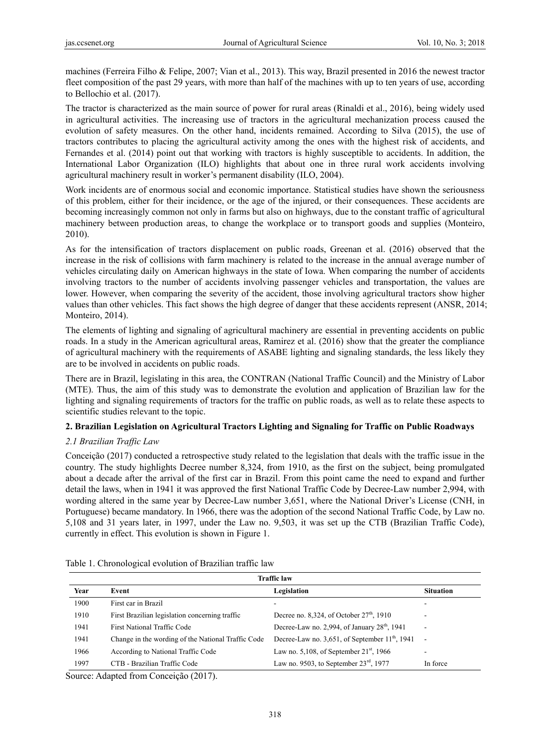machines (Ferreira Filho & Felipe, 2007; Vian et al., 2013). This way, Brazil presented in 2016 the newest tractor fleet composition of the past 29 years, with more than half of the machines with up to ten years of use, according to Bellochio et al. (2017).

The tractor is characterized as the main source of power for rural areas (Rinaldi et al., 2016), being widely used in agricultural activities. The increasing use of tractors in the agricultural mechanization process caused the evolution of safety measures. On the other hand, incidents remained. According to Silva (2015), the use of tractors contributes to placing the agricultural activity among the ones with the highest risk of accidents, and Fernandes et al. (2014) point out that working with tractors is highly susceptible to accidents. In addition, the International Labor Organization (ILO) highlights that about one in three rural work accidents involving agricultural machinery result in worker's permanent disability (ILO, 2004).

Work incidents are of enormous social and economic importance. Statistical studies have shown the seriousness of this problem, either for their incidence, or the age of the injured, or their consequences. These accidents are becoming increasingly common not only in farms but also on highways, due to the constant traffic of agricultural machinery between production areas, to change the workplace or to transport goods and supplies (Monteiro, 2010).

As for the intensification of tractors displacement on public roads, Greenan et al. (2016) observed that the increase in the risk of collisions with farm machinery is related to the increase in the annual average number of vehicles circulating daily on American highways in the state of Iowa. When comparing the number of accidents involving tractors to the number of accidents involving passenger vehicles and transportation, the values are lower. However, when comparing the severity of the accident, those involving agricultural tractors show higher values than other vehicles. This fact shows the high degree of danger that these accidents represent (ANSR, 2014; Monteiro, 2014).

The elements of lighting and signaling of agricultural machinery are essential in preventing accidents on public roads. In a study in the American agricultural areas, Ramirez et al. (2016) show that the greater the compliance of agricultural machinery with the requirements of ASABE lighting and signaling standards, the less likely they are to be involved in accidents on public roads.

There are in Brazil, legislating in this area, the CONTRAN (National Traffic Council) and the Ministry of Labor (MTE). Thus, the aim of this study was to demonstrate the evolution and application of Brazilian law for the lighting and signaling requirements of tractors for the traffic on public roads, as well as to relate these aspects to scientific studies relevant to the topic.

## 2. Brazilian Legislation on Agricultural Tractors Lighting and Signaling for Traffic on Public Roadways

### *2.1 Brazilian Traffic Law*

Conceição (2017) conducted a retrospective study related to the legislation that deals with the traffic issue in the country. The study highlights Decree number 8,324, from 1910, as the first on the subject, being promulgated about a decade after the arrival of the first car in Brazil. From this point came the need to expand and further detail the laws, when in 1941 it was approved the first National Traffic Code by Decree-Law number 2,994, with wording altered in the same year by Decree-Law number 3,651, where the National Driver's License (CNH, in Portuguese) became mandatory. In 1966, there was the adoption of the second National Traffic Code, by Law no. 5,108 and 31 years later, in 1997, under the Law no. 9,503, it was set up the CTB (Brazilian Traffic Code), currently in effect. This evolution is shown in Figure 1.

Table 1. Chronological evolution of Brazilian traffic law

| Traffic law | | | |
|---|---|---|---|
| **Year** | **Event** | **Legislation** | **Situation** |
| 1900 | First car in Brazil | - | - |
| 1910 | First Brazilian legislation concerning traffic | Decree no. 8,324, of October 27th, 1910 | - |
| 1941 | First National Traffic Code | Decree-Law no. 2,994, of January 28th, 1941 | - |
| 1941 | Change in the wording of the National Traffic Code | Decree-Law no. 3,651, of September 11th, 1941 | - |
| 1966 | According to National Traffic Code | Law no. 5,108, of September 21st, 1966 | - |
| 1997 | CTB - Brazilian Traffic Code | Law no. 9503, to September 23rd, 1977 | In force |

Source: Adapted from Conceição (2017).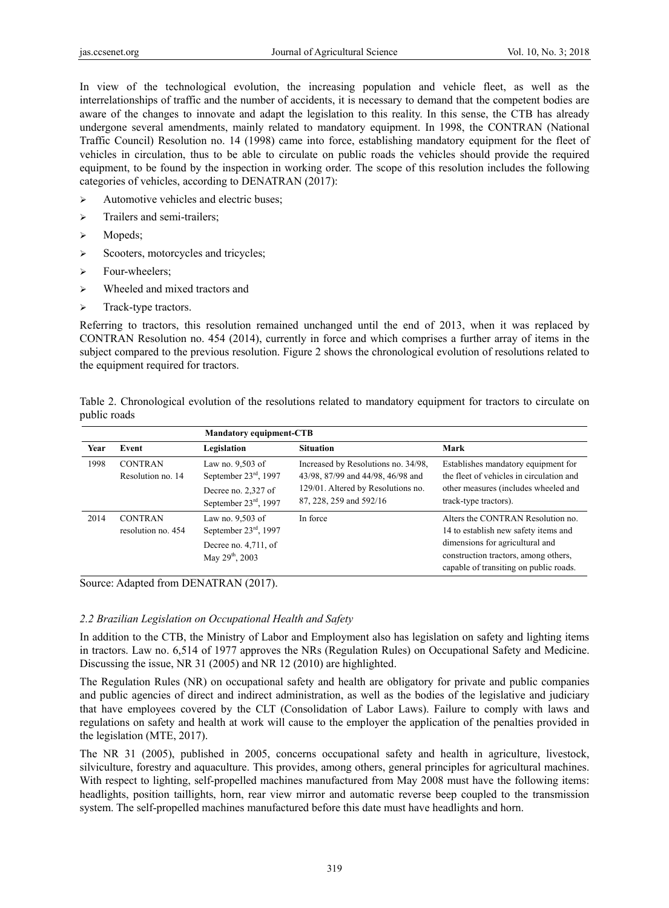In view of the technological evolution, the increasing population and vehicle fleet, as well as the interrelationships of traffic and the number of accidents, it is necessary to demand that the competent bodies are aware of the changes to innovate and adapt the legislation to this reality. In this sense, the CTB has already undergone several amendments, mainly related to mandatory equipment. In 1998, the CONTRAN (National Traffic Council) Resolution no. 14 (1998) came into force, establishing mandatory equipment for the fleet of vehicles in circulation, thus to be able to circulate on public roads the vehicles should provide the required equipment, to be found by the inspection in working order. The scope of this resolution includes the following categories of vehicles, according to DENATRAN (2017):

- Automotive vehicles and electric buses;
- Trailers and semi-trailers;
- Mopeds;
- Scooters, motorcycles and tricycles;
- Four-wheelers;
- Wheeled and mixed tractors and
- Track-type tractors.

Referring to tractors, this resolution remained unchanged until the end of 2013, when it was replaced by CONTRAN Resolution no. 454 (2014), currently in force and which comprises a further array of items in the subject compared to the previous resolution. Figure 2 shows the chronological evolution of resolutions related to the equipment required for tractors.

Table 2. Chronological evolution of the resolutions related to mandatory equipment for tractors to circulate on public roads

| | | Mandatory equipment-CTB | | |
|---|---|---|---|---|
| **Year** | **Event** | **Legislation** | **Situation** | **Mark** |
| 1998 | CONTRAN Resolution no. 14 | Law no. 9,503 of September 23rd, 1997<br>Decree no. 2,327 of September 23rd, 1997 | Increased by Resolutions no. 34/98, 43/98, 87/99 and 44/98, 46/98 and 129/01. Altered by Resolutions no. 87, 228, 259 and 592/16 | Establishes mandatory equipment for the fleet of vehicles in circulation and other measures (includes wheeled and track-type tractors). |
| 2014 | CONTRAN resolution no. 454 | Law no. 9,503 of September 23rd, 1997<br>Decree no. 4,711, of May 29th, 2003 | In force | Alters the CONTRAN Resolution no. 14 to establish new safety items and dimensions for agricultural and construction tractors, among others, capable of transiting on public roads. |

Source: Adapted from DENATRAN (2017).

### *2.2 Brazilian Legislation on Occupational Health and Safety*

In addition to the CTB, the Ministry of Labor and Employment also has legislation on safety and lighting items in tractors. Law no. 6,514 of 1977 approves the NRs (Regulation Rules) on Occupational Safety and Medicine. Discussing the issue, NR 31 (2005) and NR 12 (2010) are highlighted.

The Regulation Rules (NR) on occupational safety and health are obligatory for private and public companies and public agencies of direct and indirect administration, as well as the bodies of the legislative and judiciary that have employees covered by the CLT (Consolidation of Labor Laws). Failure to comply with laws and regulations on safety and health at work will cause to the employer the application of the penalties provided in the legislation (MTE, 2017).

The NR 31 (2005), published in 2005, concerns occupational safety and health in agriculture, livestock, silviculture, forestry and aquaculture. This provides, among others, general principles for agricultural machines. With respect to lighting, self-propelled machines manufactured from May 2008 must have the following items: headlights, position taillights, horn, rear view mirror and automatic reverse beep coupled to the transmission system. The self-propelled machines manufactured before this date must have headlights and horn.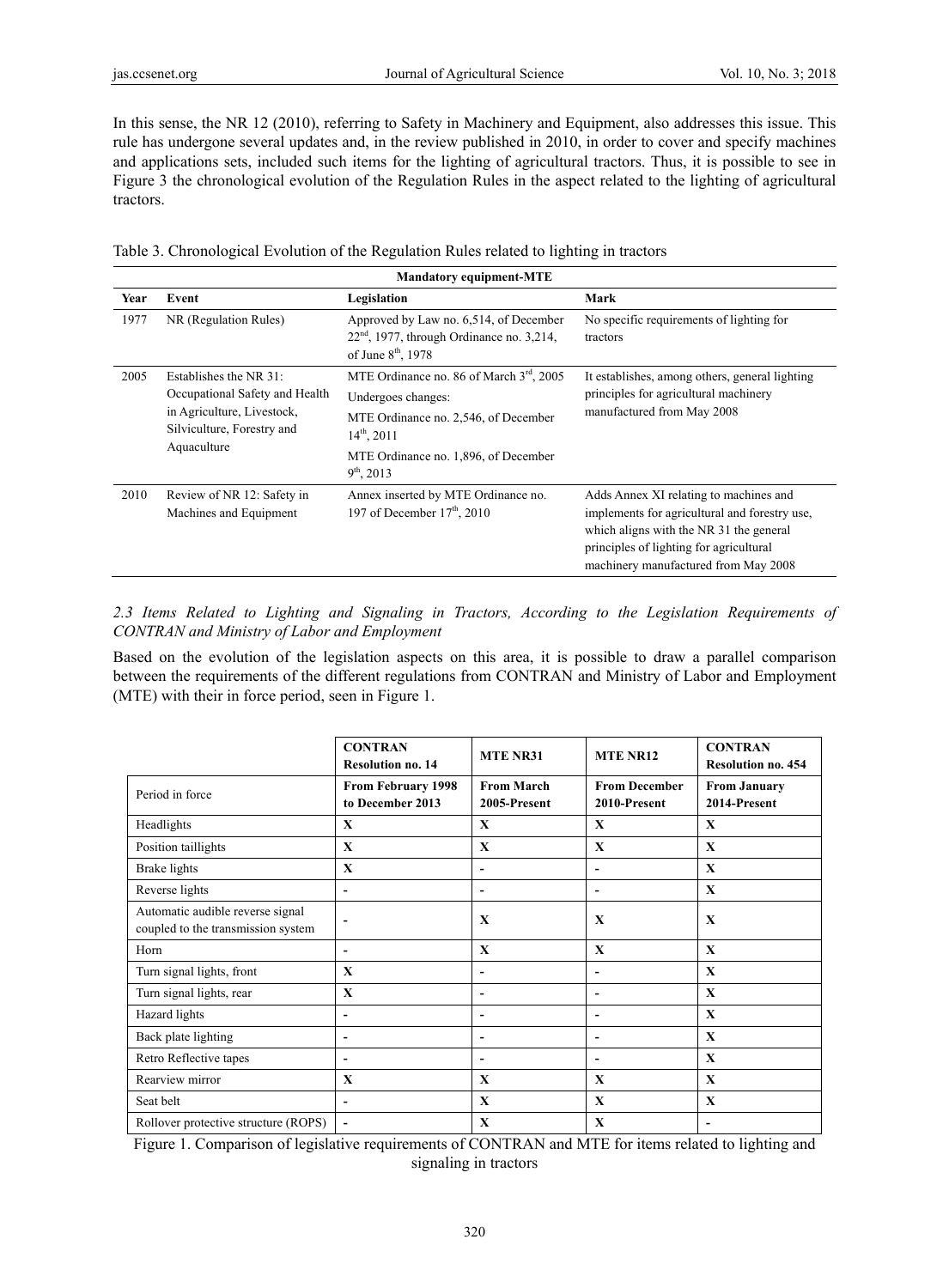In this sense, the NR 12 (2010), referring to Safety in Machinery and Equipment, also addresses this issue. This rule has undergone several updates and, in the review published in 2010, in order to cover and specify machines and applications sets, included such items for the lighting of agricultural tractors. Thus, it is possible to see in Figure 3 the chronological evolution of the Regulation Rules in the aspect related to the lighting of agricultural tractors.

Table 3. Chronological Evolution of the Regulation Rules related to lighting in tractors

| Mandatory equipment-MTE | | | |
|---|---|---|---|
| **Year** | **Event** | **Legislation** | **Mark** |
| 1977 | NR (Regulation Rules) | Approved by Law no. 6,514, of December 22nd, 1977, through Ordinance no. 3,214, of June 8th, 1978 | No specific requirements of lighting for tractors |
| 2005 | Establishes the NR 31: Occupational Safety and Health in Agriculture, Livestock, Silviculture, Forestry and Aquaculture | MTE Ordinance no. 86 of March 3rd, 2005<br>Undergoes changes:<br>MTE Ordinance no. 2,546, of December 14th, 2011<br>MTE Ordinance no. 1,896, of December 9th, 2013 | It establishes, among others, general lighting principles for agricultural machinery manufactured from May 2008 |
| 2010 | Review of NR 12: Safety in Machines and Equipment | Annex inserted by MTE Ordinance no. 197 of December 17th, 2010 | Adds Annex XI relating to machines and implements for agricultural and forestry use, which aligns with the NR 31 the general principles of lighting for agricultural machinery manufactured from May 2008 |

*2.3 Items Related to Lighting and Signaling in Tractors, According to the Legislation Requirements of CONTRAN and Ministry of Labor and Employment*

Based on the evolution of the legislation aspects on this area, it is possible to draw a parallel comparison between the requirements of the different regulations from CONTRAN and Ministry of Labor and Employment (MTE) with their in force period, seen in Figure 1.

| | **CONTRAN Resolution no. 14** | **MTE NR31** | **MTE NR12** | **CONTRAN Resolution no. 454** |
|---|---|---|---|---|
| Period in force | **From February 1998 to December 2013** | **From March 2005-Present** | **From December 2010-Present** | **From January 2014-Present** |
| Headlights | **X** | **X** | **X** | **X** |
| Position taillights | **X** | **X** | **X** | **X** |
| Brake lights | **X** | - | - | **X** |
| Reverse lights | - | - | - | **X** |
| Automatic audible reverse signal coupled to the transmission system | - | **X** | **X** | **X** |
| Horn | - | **X** | **X** | **X** |
| Turn signal lights, front | **X** | - | - | **X** |
| Turn signal lights, rear | **X** | - | - | **X** |
| Hazard lights | - | - | - | **X** |
| Back plate lighting | - | - | - | **X** |
| Retro Reflective tapes | - | - | - | **X** |
| Rearview mirror | **X** | **X** | **X** | **X** |
| Seat belt | - | **X** | **X** | **X** |
| Rollover protective structure (ROPS) | - | **X** | **X** | - |

Figure 1. Comparison of legislative requirements of CONTRAN and MTE for items related to lighting and signaling in tractors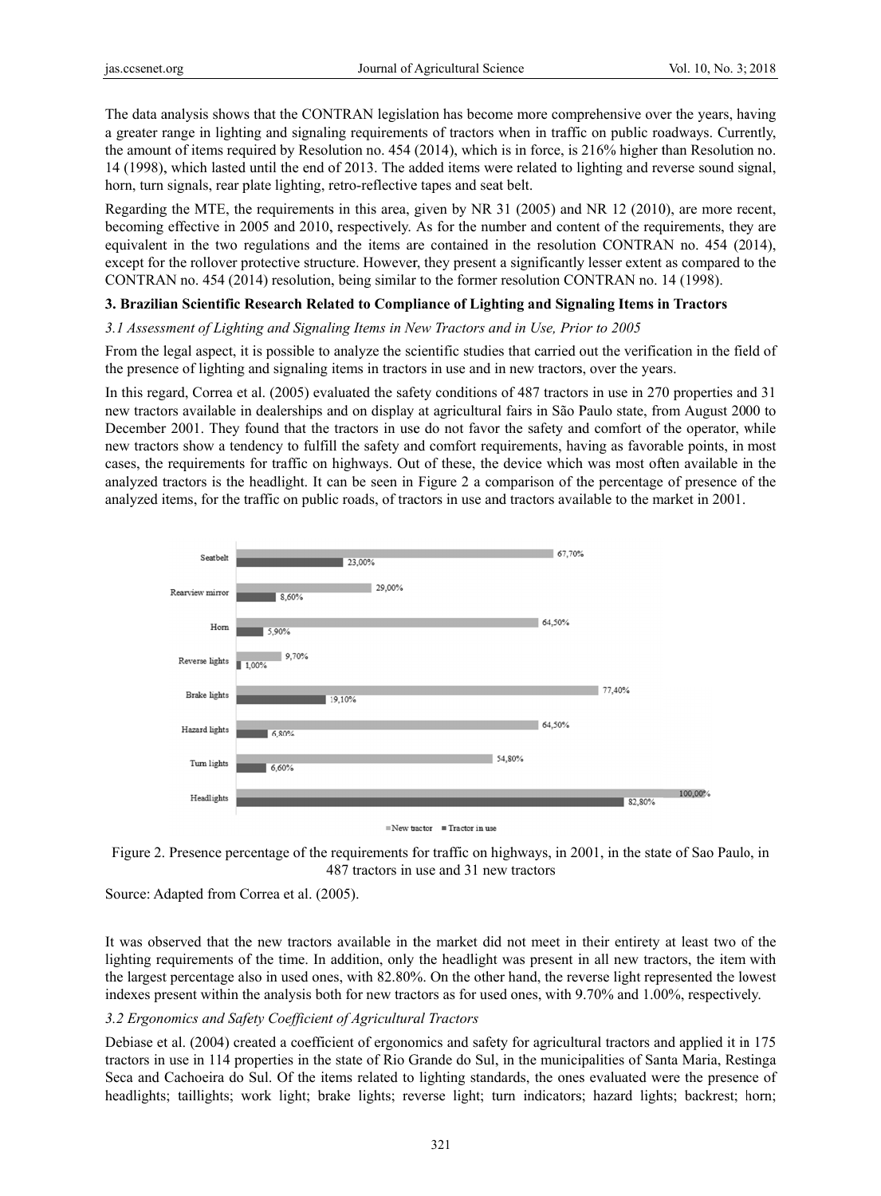The data analysis shows that the CONTRAN legislation has become more comprehensive over the years, having a greater range in lighting and signaling requirements of tractors when in traffic on public roadways. Currently, the amount of items required by Resolution no. 454 (2014), which is in force, is 216% higher than Resolution no. 14 (1998), which lasted until the end of 2013. The added items were related to lighting and reverse sound signal, horn, turn signals, rear plate lighting, retro-reflective tapes and seat belt.

Regarding the MTE, the requirements in this area, given by NR 31 (2005) and NR 12 (2010), are more recent, becoming effective in 2005 and 2010, respectively. As for the number and content of the requirements, they are equivalent in the two regulations and the items are contained in the resolution CONTRAN no. 454 (2014), except for the rollover protective structure. However, they present a significantly lesser extent as compared to the CONTRAN no. 454 (2014) resolution, being similar to the former resolution CONTRAN no. 14 (1998).

### 3. Brazilian Scientific Research Related to Compliance of Lighting and Signaling Items in Tractors

#### *3.1 Assessment of Lighting and Signaling Items in New Tractors and in Use, Prior to 2005*

From the legal aspect, it is possible to analyze the scientific studies that carried out the verification in the field of the presence of lighting and signaling items in tractors in use and in new tractors, over the years.

In this regard, Correa et al. (2005) evaluated the safety conditions of 487 tractors in use in 270 properties and 31 new tractors available in dealerships and on display at agricultural fairs in São Paulo state, from August 2000 to December 2001. They found that the tractors in use do not favor the safety and comfort of the operator, while new tractors show a tendency to fulfill the safety and comfort requirements, having as favorable points, in most cases, the requirements for traffic on highways. Out of these, the device which was most often available in the analyzed tractors is the headlight. It can be seen in Figure 2 a comparison of the percentage of presence of the analyzed items, for the traffic on public roads, of tractors in use and tractors available to the market in 2001.

| Item | New tractor | Tractor in use |
|---|---|---|
| Seatbelt | 67,70% | 23,00% |
| Rearview mirror | 29,00% | 8,60% |
| Horn | 64,50% | 5,90% |
| Reverse lights | 9,70% | 1,00% |
| Brake lights | 77,40% | 19,10% |
| Hazard lights | 64,50% | 6,80% |
| Turn lights | 54,80% | 6,60% |
| Headlights | 100,00% | 82,80% |

Figure 2. Presence percentage of the requirements for traffic on highways, in 2001, in the state of Sao Paulo, in 487 tractors in use and 31 new tractors

Source: Adapted from Correa et al. (2005).

It was observed that the new tractors available in the market did not meet in their entirety at least two of the lighting requirements of the time. In addition, only the headlight was present in all new tractors, the item with the largest percentage also in used ones, with 82.80%. On the other hand, the reverse light represented the lowest indexes present within the analysis both for new tractors as for used ones, with 9.70% and 1.00%, respectively.

#### *3.2 Ergonomics and Safety Coefficient of Agricultural Tractors*

Debiase et al. (2004) created a coefficient of ergonomics and safety for agricultural tractors and applied it in 175 tractors in use in 114 properties in the state of Rio Grande do Sul, in the municipalities of Santa Maria, Restinga Seca and Cachoeira do Sul. Of the items related to lighting standards, the ones evaluated were the presence of headlights; taillights; work light; brake lights; reverse light; turn indicators; hazard lights; backrest; horn;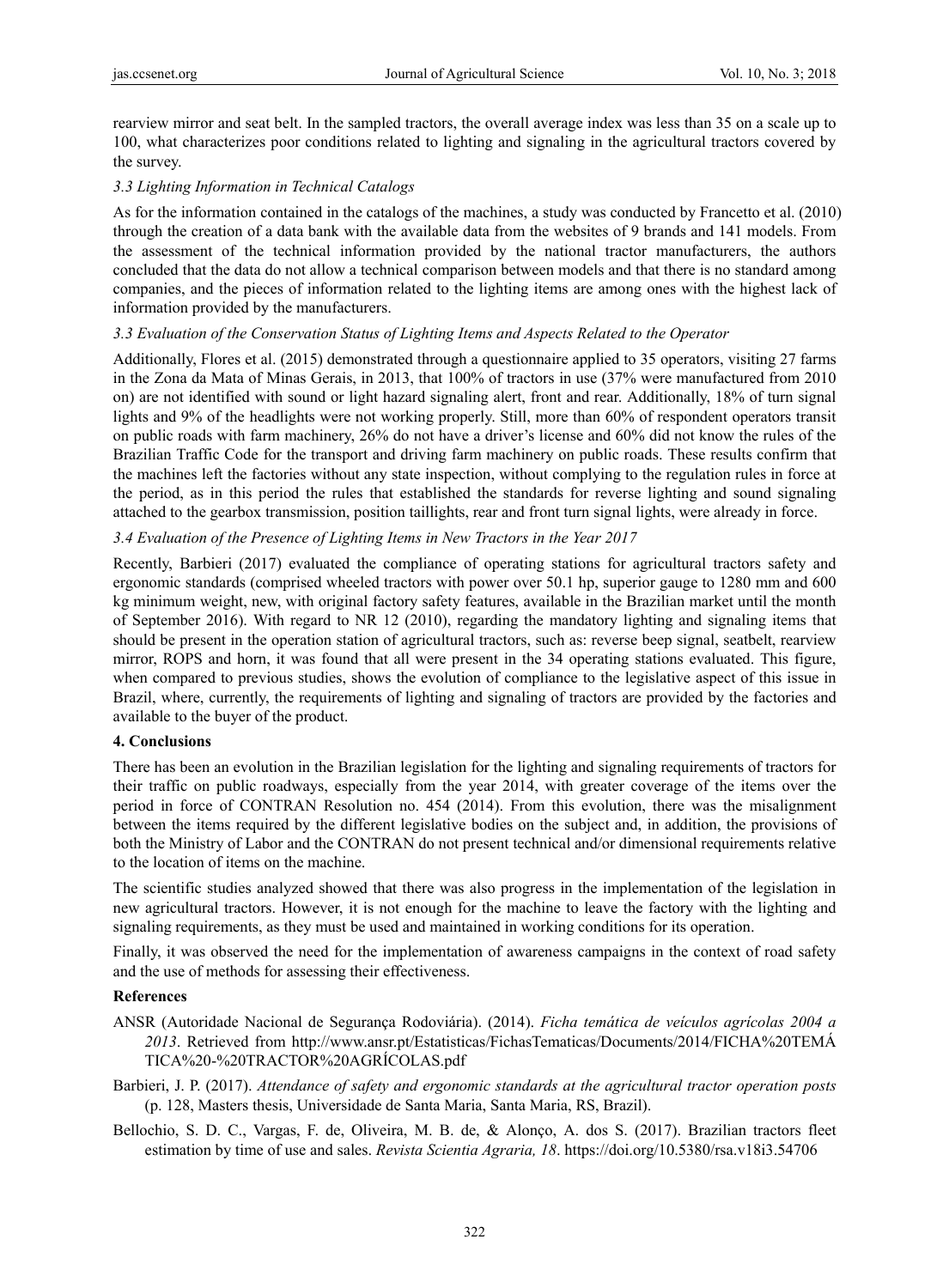rearview mirror and seat belt. In the sampled tractors, the overall average index was less than 35 on a scale up to 100, what characterizes poor conditions related to lighting and signaling in the agricultural tractors covered by the survey.

### *3.3 Lighting Information in Technical Catalogs*

As for the information contained in the catalogs of the machines, a study was conducted by Francetto et al. (2010) through the creation of a data bank with the available data from the websites of 9 brands and 141 models. From the assessment of the technical information provided by the national tractor manufacturers, the authors concluded that the data do not allow a technical comparison between models and that there is no standard among companies, and the pieces of information related to the lighting items are among ones with the highest lack of information provided by the manufacturers.

### *3.3 Evaluation of the Conservation Status of Lighting Items and Aspects Related to the Operator*

Additionally, Flores et al. (2015) demonstrated through a questionnaire applied to 35 operators, visiting 27 farms in the Zona da Mata of Minas Gerais, in 2013, that 100% of tractors in use (37% were manufactured from 2010 on) are not identified with sound or light hazard signaling alert, front and rear. Additionally, 18% of turn signal lights and 9% of the headlights were not working properly. Still, more than 60% of respondent operators transit on public roads with farm machinery, 26% do not have a driver's license and 60% did not know the rules of the Brazilian Traffic Code for the transport and driving farm machinery on public roads. These results confirm that the machines left the factories without any state inspection, without complying to the regulation rules in force at the period, as in this period the rules that established the standards for reverse lighting and sound signaling attached to the gearbox transmission, position taillights, rear and front turn signal lights, were already in force.

### *3.4 Evaluation of the Presence of Lighting Items in New Tractors in the Year 2017*

Recently, Barbieri (2017) evaluated the compliance of operating stations for agricultural tractors safety and ergonomic standards (comprised wheeled tractors with power over 50.1 hp, superior gauge to 1280 mm and 600 kg minimum weight, new, with original factory safety features, available in the Brazilian market until the month of September 2016). With regard to NR 12 (2010), regarding the mandatory lighting and signaling items that should be present in the operation station of agricultural tractors, such as: reverse beep signal, seatbelt, rearview mirror, ROPS and horn, it was found that all were present in the 34 operating stations evaluated. This figure, when compared to previous studies, shows the evolution of compliance to the legislative aspect of this issue in Brazil, where, currently, the requirements of lighting and signaling of tractors are provided by the factories and available to the buyer of the product.

## 4. Conclusions

There has been an evolution in the Brazilian legislation for the lighting and signaling requirements of tractors for their traffic on public roadways, especially from the year 2014, with greater coverage of the items over the period in force of CONTRAN Resolution no. 454 (2014). From this evolution, there was the misalignment between the items required by the different legislative bodies on the subject and, in addition, the provisions of both the Ministry of Labor and the CONTRAN do not present technical and/or dimensional requirements relative to the location of items on the machine.

The scientific studies analyzed showed that there was also progress in the implementation of the legislation in new agricultural tractors. However, it is not enough for the machine to leave the factory with the lighting and signaling requirements, as they must be used and maintained in working conditions for its operation.

Finally, it was observed the need for the implementation of awareness campaigns in the context of road safety and the use of methods for assessing their effectiveness.

## References

ANSR (Autoridade Nacional de Segurança Rodoviária). (2014). *Ficha temática de veículos agrícolas 2004 a 2013*. Retrieved from http://www.ansr.pt/Estatisticas/FichasTematicas/Documents/2014/FICHA%20TEMÁTICA%20-%20TRACTOR%20AGRÍCOLAS.pdf

Barbieri, J. P. (2017). *Attendance of safety and ergonomic standards at the agricultural tractor operation posts* (p. 128, Masters thesis, Universidade de Santa Maria, Santa Maria, RS, Brazil).

Bellochio, S. D. C., Vargas, F. de, Oliveira, M. B. de, & Alonço, A. dos S. (2017). Brazilian tractors fleet estimation by time of use and sales. *Revista Scientia Agraria, 18*. https://doi.org/10.5380/rsa.v18i3.54706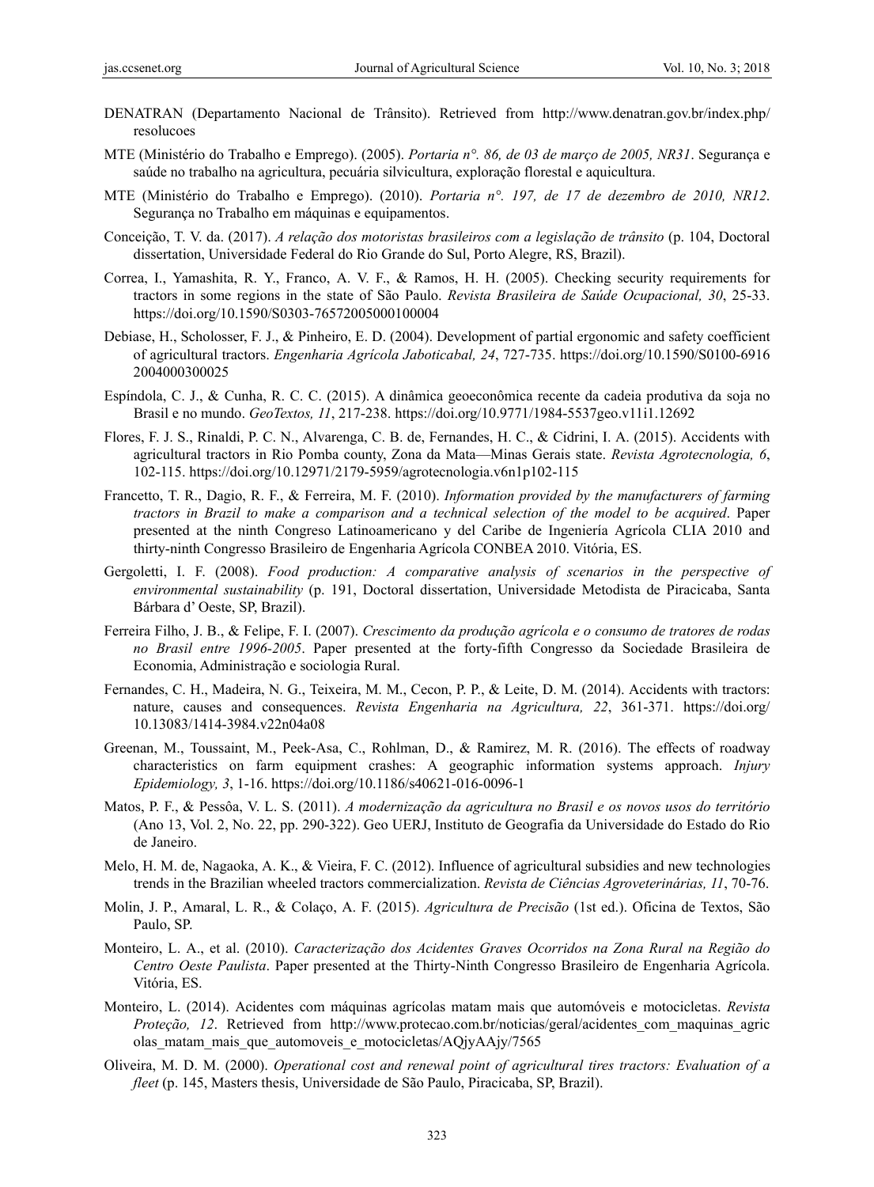DENATRAN (Departamento Nacional de Trânsito). Retrieved from http://www.denatran.gov.br/index.php/resolucoes

MTE (Ministério do Trabalho e Emprego). (2005). *Portaria n°. 86, de 03 de março de 2005, NR31*. Segurança e saúde no trabalho na agricultura, pecuária silvicultura, exploração florestal e aquicultura.

MTE (Ministério do Trabalho e Emprego). (2010). *Portaria n°. 197, de 17 de dezembro de 2010, NR12*. Segurança no Trabalho em máquinas e equipamentos.

Conceição, T. V. da. (2017). *A relação dos motoristas brasileiros com a legislação de trânsito* (p. 104, Doctoral dissertation, Universidade Federal do Rio Grande do Sul, Porto Alegre, RS, Brazil).

Correa, I., Yamashita, R. Y., Franco, A. V. F., & Ramos, H. H. (2005). Checking security requirements for tractors in some regions in the state of São Paulo. *Revista Brasileira de Saúde Ocupacional, 30*, 25-33. https://doi.org/10.1590/S0303-76572005000100004

Debiase, H., Scholosser, F. J., & Pinheiro, E. D. (2004). Development of partial ergonomic and safety coefficient of agricultural tractors. *Engenharia Agrícola Jaboticabal, 24*, 727-735. https://doi.org/10.1590/S0100-6916 2004000300025

Espíndola, C. J., & Cunha, R. C. C. (2015). A dinâmica geoeconômica recente da cadeia produtiva da soja no Brasil e no mundo. *GeoTextos, 11*, 217-238. https://doi.org/10.9771/1984-5537geo.v11i1.12692

Flores, F. J. S., Rinaldi, P. C. N., Alvarenga, C. B. de, Fernandes, H. C., & Cidrini, I. A. (2015). Accidents with agricultural tractors in Rio Pomba county, Zona da Mata—Minas Gerais state. *Revista Agrotecnologia, 6*, 102-115. https://doi.org/10.12971/2179-5959/agrotecnologia.v6n1p102-115

Francetto, T. R., Dagio, R. F., & Ferreira, M. F. (2010). *Information provided by the manufacturers of farming tractors in Brazil to make a comparison and a technical selection of the model to be acquired*. Paper presented at the ninth Congreso Latinoamericano y del Caribe de Ingeniería Agrícola CLIA 2010 and thirty-ninth Congresso Brasileiro de Engenharia Agrícola CONBEA 2010. Vitória, ES.

Gergoletti, I. F. (2008). *Food production: A comparative analysis of scenarios in the perspective of environmental sustainability* (p. 191, Doctoral dissertation, Universidade Metodista de Piracicaba, Santa Bárbara d' Oeste, SP, Brazil).

Ferreira Filho, J. B., & Felipe, F. I. (2007). *Crescimento da produção agrícola e o consumo de tratores de rodas no Brasil entre 1996-2005*. Paper presented at the forty-fifth Congresso da Sociedade Brasileira de Economia, Administração e sociologia Rural.

Fernandes, C. H., Madeira, N. G., Teixeira, M. M., Cecon, P. P., & Leite, D. M. (2014). Accidents with tractors: nature, causes and consequences. *Revista Engenharia na Agricultura, 22*, 361-371. https://doi.org/10.13083/1414-3984.v22n04a08

Greenan, M., Toussaint, M., Peek-Asa, C., Rohlman, D., & Ramirez, M. R. (2016). The effects of roadway characteristics on farm equipment crashes: A geographic information systems approach. *Injury Epidemiology, 3*, 1-16. https://doi.org/10.1186/s40621-016-0096-1

Matos, P. F., & Pessôa, V. L. S. (2011). *A modernização da agricultura no Brasil e os novos usos do território* (Ano 13, Vol. 2, No. 22, pp. 290-322). Geo UERJ, Instituto de Geografia da Universidade do Estado do Rio de Janeiro.

Melo, H. M. de, Nagaoka, A. K., & Vieira, F. C. (2012). Influence of agricultural subsidies and new technologies trends in the Brazilian wheeled tractors commercialization. *Revista de Ciências Agroveterinárias, 11*, 70-76.

Molin, J. P., Amaral, L. R., & Colaço, A. F. (2015). *Agricultura de Precisão* (1st ed.). Oficina de Textos, São Paulo, SP.

Monteiro, L. A., et al. (2010). *Caracterização dos Acidentes Graves Ocorridos na Zona Rural na Região do Centro Oeste Paulista*. Paper presented at the Thirty-Ninth Congresso Brasileiro de Engenharia Agrícola. Vitória, ES.

Monteiro, L. (2014). Acidentes com máquinas agrícolas matam mais que automóveis e motocicletas. *Revista Proteção, 12*. Retrieved from http://www.protecao.com.br/noticias/geral/acidentes_com_maquinas_agricolas_matam_mais_que_automoveis_e_motocicletas/AQjyAAjy/7565

Oliveira, M. D. M. (2000). *Operational cost and renewal point of agricultural tires tractors: Evaluation of a fleet* (p. 145, Masters thesis, Universidade de São Paulo, Piracicaba, SP, Brazil).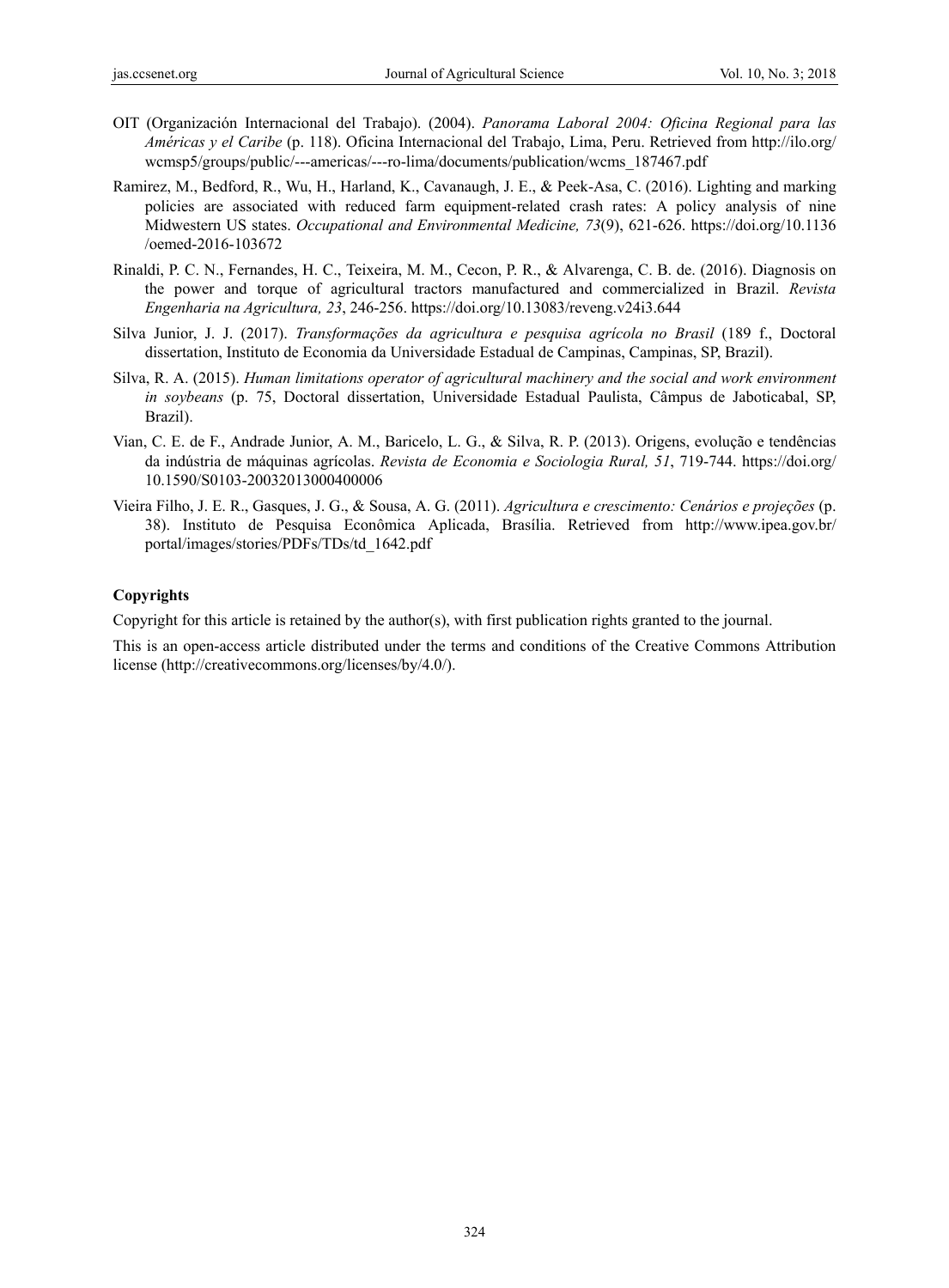OIT (Organización Internacional del Trabajo). (2004). *Panorama Laboral 2004: Oficina Regional para las Américas y el Caribe* (p. 118). Oficina Internacional del Trabajo, Lima, Peru. Retrieved from http://ilo.org/wcmsp5/groups/public/---americas/---ro-lima/documents/publication/wcms_187467.pdf

Ramirez, M., Bedford, R., Wu, H., Harland, K., Cavanaugh, J. E., & Peek-Asa, C. (2016). Lighting and marking policies are associated with reduced farm equipment-related crash rates: A policy analysis of nine Midwestern US states. *Occupational and Environmental Medicine, 73*(9), 621-626. https://doi.org/10.1136/oemed-2016-103672

Rinaldi, P. C. N., Fernandes, H. C., Teixeira, M. M., Cecon, P. R., & Alvarenga, C. B. de. (2016). Diagnosis on the power and torque of agricultural tractors manufactured and commercialized in Brazil. *Revista Engenharia na Agricultura, 23*, 246-256. https://doi.org/10.13083/reveng.v24i3.644

Silva Junior, J. J. (2017). *Transformações da agricultura e pesquisa agrícola no Brasil* (189 f., Doctoral dissertation, Instituto de Economia da Universidade Estadual de Campinas, Campinas, SP, Brazil).

Silva, R. A. (2015). *Human limitations operator of agricultural machinery and the social and work environment in soybeans* (p. 75, Doctoral dissertation, Universidade Estadual Paulista, Câmpus de Jaboticabal, SP, Brazil).

Vian, C. E. de F., Andrade Junior, A. M., Baricelo, L. G., & Silva, R. P. (2013). Origens, evolução e tendências da indústria de máquinas agrícolas. *Revista de Economia e Sociologia Rural, 51*, 719-744. https://doi.org/10.1590/S0103-20032013000400006

Vieira Filho, J. E. R., Gasques, J. G., & Sousa, A. G. (2011). *Agricultura e crescimento: Cenários e projeções* (p. 38). Instituto de Pesquisa Econômica Aplicada, Brasília. Retrieved from http://www.ipea.gov.br/portal/images/stories/PDFs/TDs/td_1642.pdf

## Copyrights

Copyright for this article is retained by the author(s), with first publication rights granted to the journal.

This is an open-access article distributed under the terms and conditions of the Creative Commons Attribution license (http://creativecommons.org/licenses/by/4.0/).